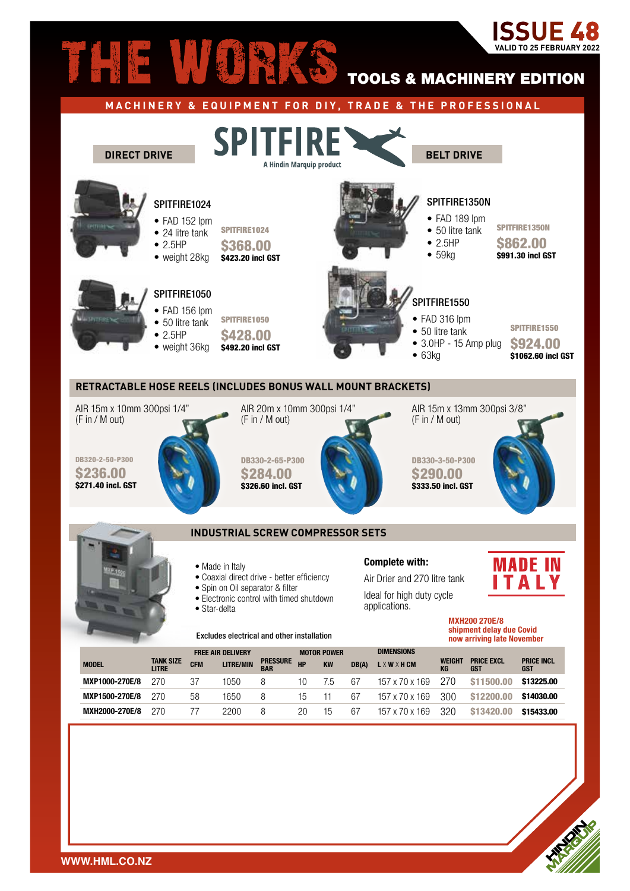# THE WORKS

**ISSUE 48**
**VALID TO 25 FEBRUARY 2022**

## TOOLS & MACHINERY EDITION

**MACHINERY & EQUIPMENT FOR DIY, TRADE & THE PROFESSIONAL**

**SPITFIRE**
A Hindin Marquip product

### DIRECT DRIVE

**SPITFIRE1024**

- FAD 152 lpm
- 24 litre tank
- 2.5HP
- weight 28kg

SPITFIRE1024
**$368.00**
**$423.20 incl GST**

**SPITFIRE1050**

- FAD 156 lpm
- 50 litre tank
- 2.5HP
- weight 36kg

SPITFIRE1050
**$428.00**
**$492.20 incl GST**

### BELT DRIVE

**SPITFIRE1350N**

- FAD 189 lpm
- 50 litre tank
- 2.5HP
- 59kg

SPITFIRE1350N
**$862.00**
**$991.30 incl GST**

**SPITFIRE1550**

- FAD 316 lpm
- 50 litre tank
- 3.0HP - 15 Amp plug
- 63kg

SPITFIRE1550
**$924.00**
**$1062.60 incl GST**

## RETRACTABLE HOSE REELS (INCLUDES BONUS WALL MOUNT BRACKETS)

AIR 15m x 10mm 300psi 1/4"
(F in / M out)

DB320-2-50-P300
**$236.00**
**$271.40 incl. GST**

AIR 20m x 10mm 300psi 1/4"
(F in / M out)

DB330-2-65-P300
**$284.00**
**$326.60 incl. GST**

AIR 15m x 13mm 300psi 3/8"
(F in / M out)

DB330-3-50-P300
**$290.00**
**$333.50 incl. GST**

## INDUSTRIAL SCREW COMPRESSOR SETS

- Made in Italy
- Coaxial direct drive - better efficiency
- Spin on Oil separator & filter
- Electronic control with timed shutdown
- Star-delta

**Complete with:**

Air Drier and 270 litre tank

Ideal for high duty cycle applications.

**MADE IN ITALY**

**MXH200 270E/8 shipment delay due Covid now arriving late November**

Excludes electrical and other installation

| MODEL | TANK SIZE LITRE | FREE AIR DELIVERY CFM | LITRE/MIN | PRESSURE BAR | MOTOR POWER HP | KW | DB(A) | DIMENSIONS L X W X H CM | WEIGHT KG | PRICE EXCL GST | PRICE INCL GST |
|---|---|---|---|---|---|---|---|---|---|---|---|
| MXP1000-270E/8 | 270 | 37 | 1050 | 8 | 10 | 7.5 | 67 | 157 x 70 x 169 | 270 | $11500.00 | $13225.00 |
| MXP1500-270E/8 | 270 | 58 | 1650 | 8 | 15 | 11 | 67 | 157 x 70 x 169 | 300 | $12200.00 | $14030.00 |
| MXH2000-270E/8 | 270 | 77 | 2200 | 8 | 20 | 15 | 67 | 157 x 70 x 169 | 320 | $13420.00 | $15433.00 |

WWW.HML.CO.NZ

HINDIN MARQUIP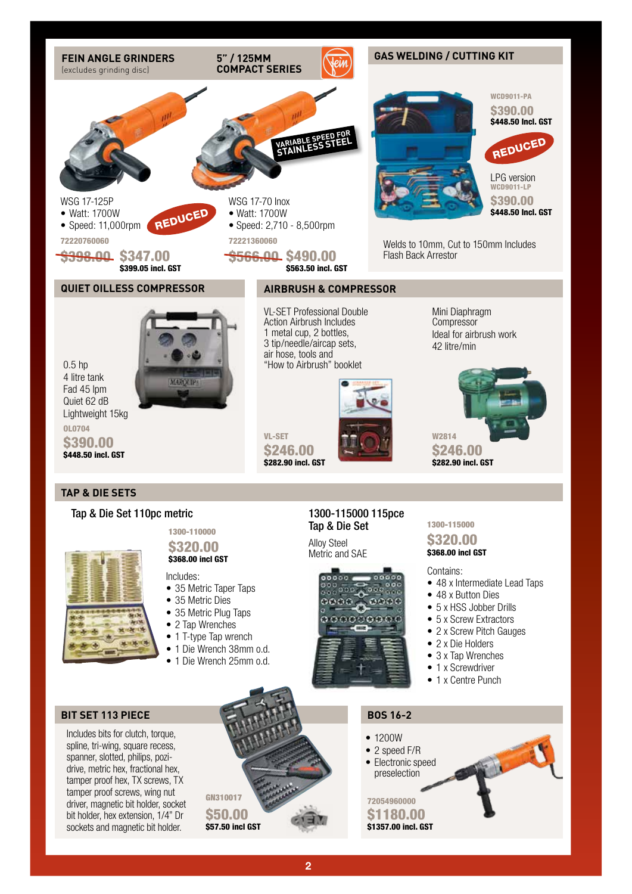## FEIN ANGLE GRINDERS

(excludes grinding disc)

### 5" / 125MM COMPACT SERIES

**WSG 17-125P**

- Watt: 1700W
- Speed: 11,000rpm

REDUCED

72220760060

~~$398.00~~ **$347.00**

**$399.05 incl. GST**

**WSG 17-70 Inox**

VARIABLE SPEED FOR STAINLESS STEEL

- Watt: 1700W
- Speed: 2,710 - 8,500rpm

72221360060

~~$566.00~~ **$490.00**

**$563.50 incl. GST**

## GAS WELDING / CUTTING KIT

WCD9011-PA

**$390.00**

**$448.50 Incl. GST**

REDUCED

LPG version

WCD9011-LP

**$390.00**

**$448.50 Incl. GST**

Welds to 10mm, Cut to 150mm Includes Flash Back Arrestor

## QUIET OILLESS COMPRESSOR

0.5 hp
4 litre tank
Fad 45 lpm
Quiet 62 dB
Lightweight 15kg

OL0704

**$390.00**

**$448.50 incl. GST**

## AIRBRUSH & COMPRESSOR

VL-SET Professional Double Action Airbrush Includes 1 metal cup, 2 bottles, 3 tip/needle/aircap sets, air hose, tools and "How to Airbrush" booklet

VL-SET

**$246.00**

**$282.90 incl. GST**

Mini Diaphragm Compressor
Ideal for airbrush work
42 litre/min

W2814

**$246.00**

**$282.90 incl. GST**

## TAP & DIE SETS

### Tap & Die Set 110pc metric

1300-110000

**$320.00**

**$368.00 incl GST**

Includes:

- 35 Metric Taper Taps
- 35 Metric Dies
- 35 Metric Plug Taps
- 2 Tap Wrenches
- 1 T-type Tap wrench
- 1 Die Wrench 38mm o.d.
- 1 Die Wrench 25mm o.d.

### 1300-115000 115pce Tap & Die Set

Alloy Steel
Metric and SAE

1300-115000

**$320.00**

**$368.00 incl GST**

Contains:

- 48 x Intermediate Lead Taps
- 48 x Button Dies
- 5 x HSS Jobber Drills
- 5 x Screw Extractors
- 2 x Screw Pitch Gauges
- 2 x Die Holders
- 3 x Tap Wrenches
- 1 x Screwdriver
- 1 x Centre Punch

## BIT SET 113 PIECE

Includes bits for clutch, torque, spline, tri-wing, square recess, spanner, slotted, philips, pozi-drive, metric hex, fractional hex, tamper proof hex, TX screws, TX tamper proof screws, wing nut driver, magnetic bit holder, socket bit holder, hex extension, 1/4" Dr sockets and magnetic bit holder.

GN310017

**$50.00**

**$57.50 incl GST**

## BOS 16-2

- 1200W
- 2 speed F/R
- Electronic speed preselection

72054960000

**$1180.00**

**$1357.00 incl. GST**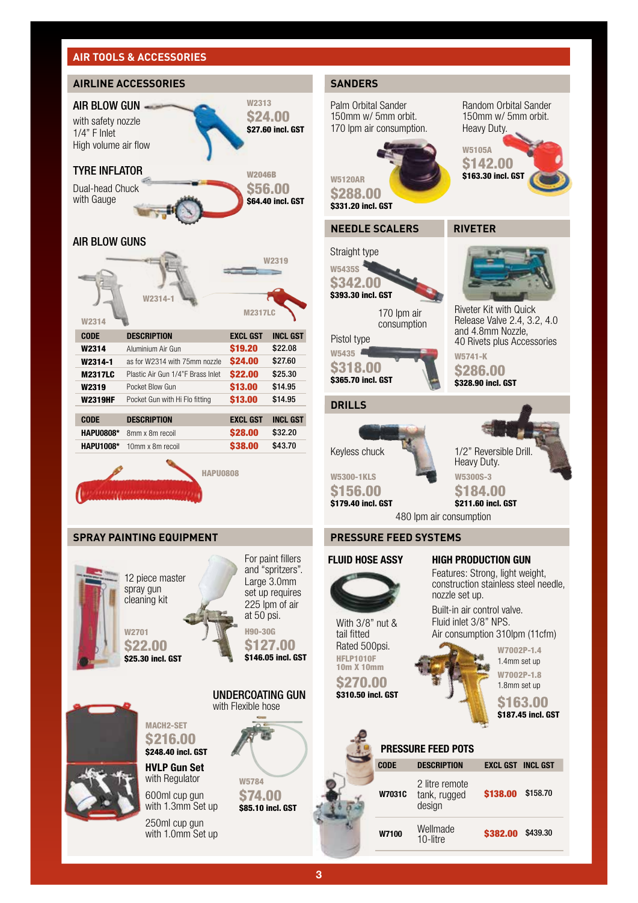# AIR TOOLS & ACCESSORIES

## AIRLINE ACCESSORIES

### AIR BLOW GUN

with safety nozzle
1/4" F Inlet
High volume air flow

W2313
**$24.00**
**$27.60 incl. GST**

### TYRE INFLATOR

Dual-head Chuck
with Gauge

W2046B
**$56.00**
**$64.40 incl. GST**

### AIR BLOW GUNS

W2319
W2314-1
M2317LC
W2314

| CODE | DESCRIPTION | EXCL GST | INCL GST |
|---|---|---|---|
| W2314 | Aluminium Air Gun | $19.20 | $22.08 |
| W2314-1 | as for W2314 with 75mm nozzle | $24.00 | $27.60 |
| M2317LC | Plastic Air Gun 1/4"F Brass Inlet | $22.00 | $25.30 |
| W2319 | Pocket Blow Gun | $13.00 | $14.95 |
| W2319HF | Pocket Gun with Hi Flo fitting | $13.00 | $14.95 |

| CODE | DESCRIPTION | EXCL GST | INCL GST |
|---|---|---|---|
| HAPU0808* | 8mm x 8m recoil | $28.00 | $32.20 |
| HAPU1008* | 10mm x 8m recoil | $38.00 | $43.70 |

HAPU0808

## SANDERS

Palm Orbital Sander
150mm w/ 5mm orbit.
170 lpm air consumption.

W5120AR
**$288.00**
**$331.20 incl. GST**

Random Orbital Sander
150mm w/ 5mm orbit.
Heavy Duty.

W5105A
**$142.00**
**$163.30 incl. GST**

## NEEDLE SCALERS

Straight type

W5435S
**$342.00**
**$393.30 incl. GST**

170 lpm air consumption

Pistol type

W5435
**$318.00**
**$365.70 incl. GST**

## RIVETER

Riveter Kit with Quick Release Valve 2.4, 3.2, 4.0 and 4.8mm Nozzle,
40 Rivets plus Accessories

W5741-K
**$286.00**
**$328.90 incl. GST**

## DRILLS

Keyless chuck

W5300-1KLS
**$156.00**
**$179.40 incl. GST**

1/2" Reversible Drill.
Heavy Duty.

W5300S-3
**$184.00**
**$211.60 incl. GST**

480 lpm air consumption

## SPRAY PAINTING EQUIPMENT

12 piece master spray gun cleaning kit

W2701
**$22.00**
**$25.30 incl. GST**

For paint fillers and "spritzers". Large 3.0mm set up requires 225 lpm of air at 50 psi.

H90-30G
**$127.00**
**$146.05 incl. GST**

MACH2-SET
**$216.00**
**$248.40 incl. GST**

**HVLP Gun Set**
with Regulator

600ml cup gun
with 1.3mm Set up

250ml cup gun
with 1.0mm Set up

### UNDERCOATING GUN

with Flexible hose

W5784
**$74.00**
**$85.10 incl. GST**

## PRESSURE FEED SYSTEMS

### FLUID HOSE ASSY

With 3/8" nut & tail fitted
Rated 500psi.

HFLP1010F
10m X 10mm
**$270.00**
**$310.50 incl. GST**

### HIGH PRODUCTION GUN

Features: Strong, light weight, construction stainless steel needle, nozzle set up.

Built-in air control valve.
Fluid inlet 3/8" NPS.
Air consumption 310lpm (11cfm)

W7002P-1.4
1.4mm set up

W7002P-1.8
1.8mm set up

**$163.00**
**$187.45 incl. GST**

### PRESSURE FEED POTS

| CODE | DESCRIPTION | EXCL GST | INCL GST |
|---|---|---|---|
| W7031C | 2 litre remote tank, rugged design | $138.00 | $158.70 |
| W7100 | Wellmade 10-litre | $382.00 | $439.30 |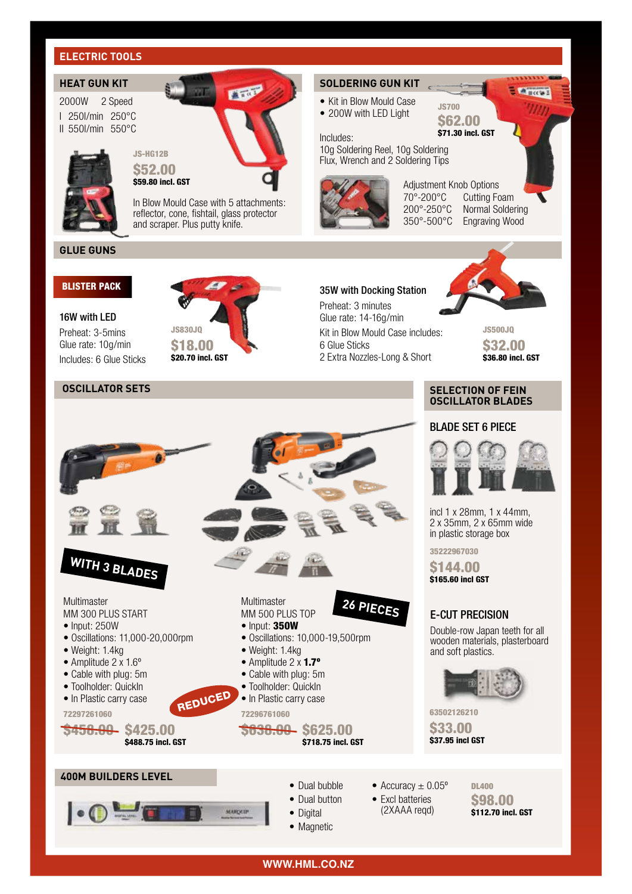# ELECTRIC TOOLS

## HEAT GUN KIT

2000W 2 Speed

I 250l/min 250°C

II 550l/min 550°C

JS-HG12B

**$52.00**

$59.80 incl. GST

In Blow Mould Case with 5 attachments: reflector, cone, fishtail, glass protector and scraper. Plus putty knife.

## SOLDERING GUN KIT

- Kit in Blow Mould Case
- 200W with LED Light

JS700

**$62.00**

$71.30 incl. GST

Includes:
10g Soldering Reel, 10g Soldering Flux, Wrench and 2 Soldering Tips

Adjustment Knob Options

| | |
|---|---|
| 70°-200°C | Cutting Foam |
| 200°-250°C | Normal Soldering |
| 350°-500°C | Engraving Wood |

## GLUE GUNS

**BLISTER PACK**

### 16W with LED

Preheat: 3-5mins
Glue rate: 10g/min
Includes: 6 Glue Sticks

JS830JQ

**$18.00**

$20.70 incl. GST

### 35W with Docking Station

Preheat: 3 minutes
Glue rate: 14-16g/min
Kit in Blow Mould Case includes:
6 Glue Sticks
2 Extra Nozzles-Long & Short

JS500JQ

**$32.00**

$36.80 incl. GST

## OSCILLATOR SETS

**WITH 3 BLADES**

Multimaster
MM 300 PLUS START

- Input: 250W
- Oscillations: 11,000-20,000rpm
- Weight: 1.4kg
- Amplitude 2 x 1.6º
- Cable with plug: 5m
- Toolholder: QuickIn
- In Plastic carry case

**REDUCED**

72297261060

~~$450.00~~ **$425.00**

$488.75 incl. GST

**26 PIECES**

Multimaster
MM 500 PLUS TOP

- Input: **350W**
- Oscillations: 10,000-19,500rpm
- Weight: 1.4kg
- Amplitude 2 x **1.7º**
- Cable with plug: 5m
- Toolholder: QuickIn
- In Plastic carry case

72296761060

~~$638.00~~ **$625.00**

$718.75 incl. GST

## SELECTION OF FEIN OSCILLATOR BLADES

### BLADE SET 6 PIECE

incl 1 x 28mm, 1 x 44mm, 2 x 35mm, 2 x 65mm wide in plastic storage box

35222967030

**$144.00**

$165.60 incl GST

### E-CUT PRECISION

Double-row Japan teeth for all wooden materials, plasterboard and soft plastics.

63502126210

**$33.00**

$37.95 incl GST

## 400M BUILDERS LEVEL

- Dual bubble
- Dual button
- Digital
- Magnetic

- Accuracy ± 0.05º
- Excl batteries (2XAAA reqd)

DL400

**$98.00**

$112.70 incl. GST

WWW.HML.CO.NZ